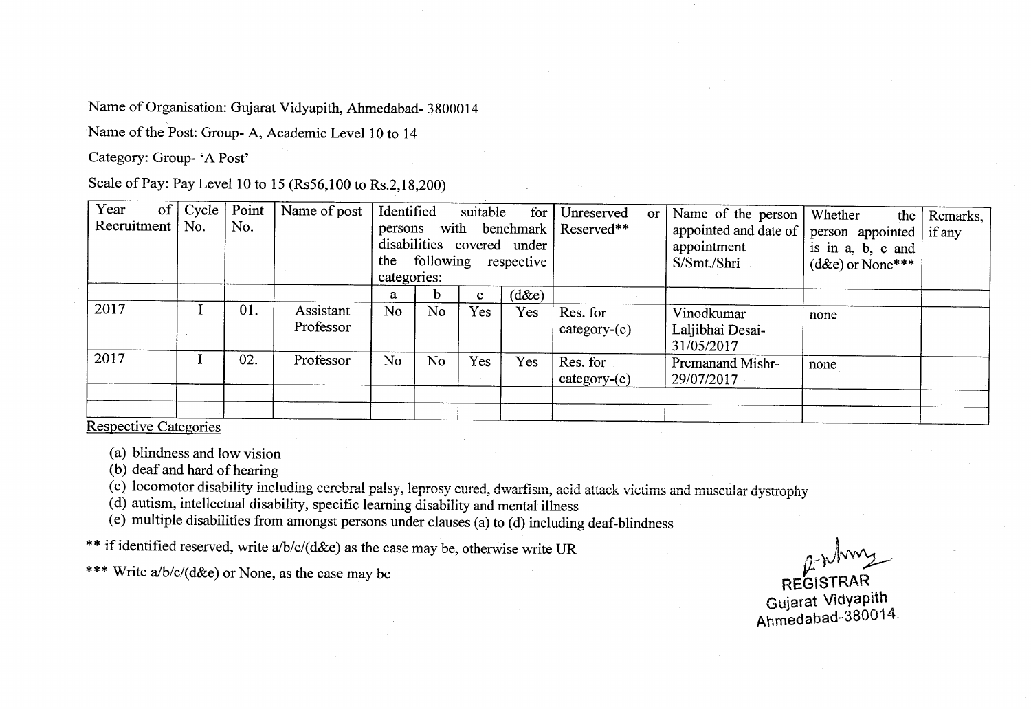Name of Organisation: Gujarat Vidyapith, Ahmedabad- 3800014

Name of the Post: Group- A, Academic Level 10 to 14

Category: Group- 'A Post'

Scale of Pay: Pay Level 10 to 15 (Rs56,100 to Rs.2,18,200)

| Year of Recruitment | Cycle No. | Point No. | Name of post | Identified suitable for persons with benchmark disabilities covered under the following respective categories: | | | | Unreserved or Reserved** | Name of the person appointed and date of appointment S/Smt./Shri | Whether the person appointed is in a, b, c and (d&e) or None*** | Remarks, if any |
|---|---|---|---|---|---|---|---|---|---|---|---|
| | | | | a | b | c | (d&e) | | | | |
| 2017 | I | 01. | Assistant Professor | No | No | Yes | Yes | Res. for category-(c) | Vinodkumar Laljibhai Desai- 31/05/2017 | none | |
| 2017 | I | 02. | Professor | No | No | Yes | Yes | Res. for category-(c) | Premanand Mishr- 29/07/2017 | none | |
| | | | | | | | | | | | |
| | | | | | | | | | | | |

Respective Categories

(a) blindness and low vision
(b) deaf and hard of hearing
(c) locomotor disability including cerebral palsy, leprosy cured, dwarfism, acid attack victims and muscular dystrophy
(d) autism, intellectual disability, specific learning disability and mental illness
(e) multiple disabilities from amongst persons under clauses (a) to (d) including deaf-blindness

** if identified reserved, write a/b/c/(d&e) as the case may be, otherwise write UR

*** Write a/b/c/(d&e) or None, as the case may be

REGISTRAR
Gujarat Vidyapith
Ahmedabad-380014.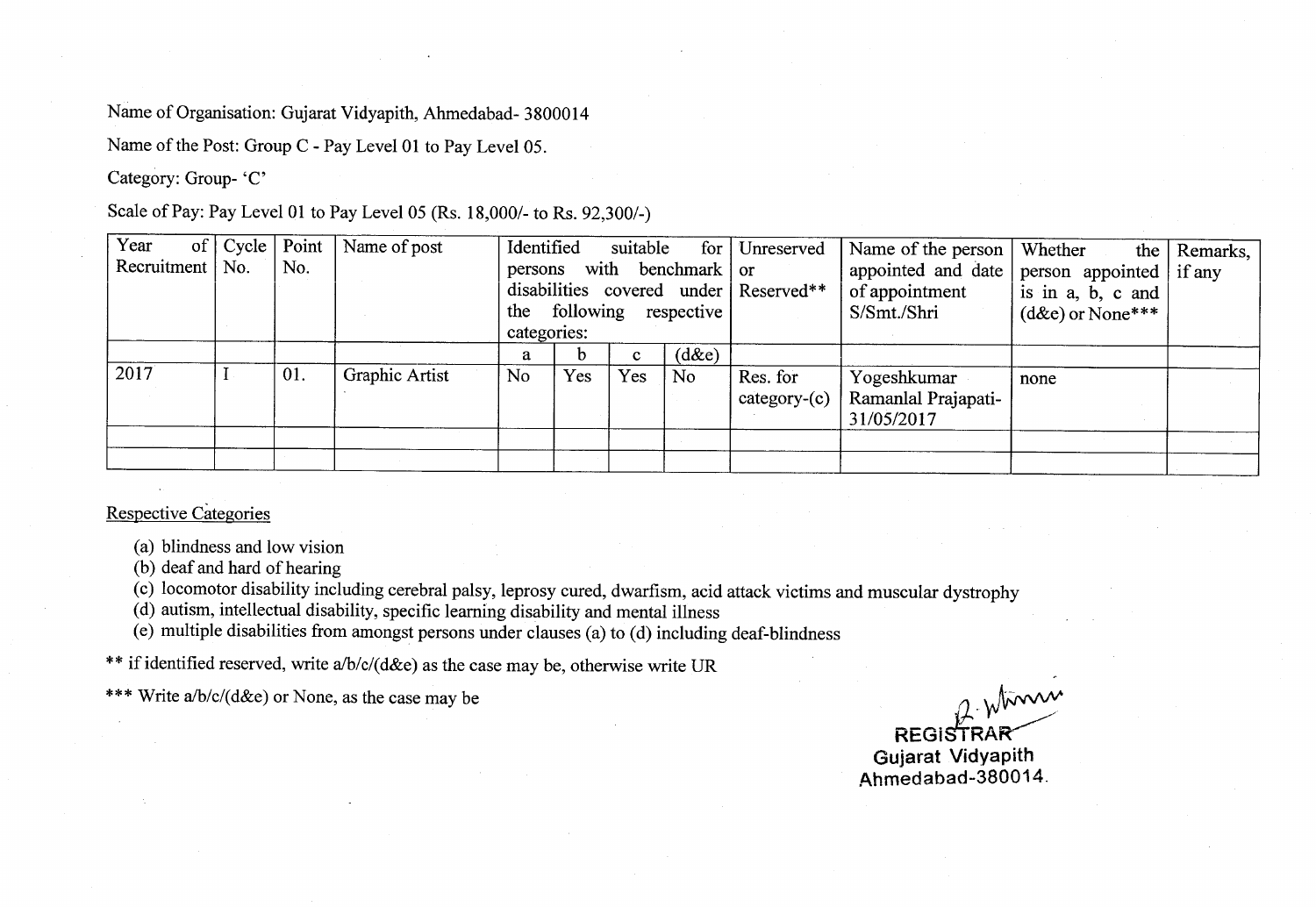Name of Organisation: Gujarat Vidyapith, Ahmedabad- 3800014

Name of the Post: Group C - Pay Level 01 to Pay Level 05.

Category: Group- 'C'

Scale of Pay: Pay Level 01 to Pay Level 05 (Rs. 18,000/- to Rs. 92,300/-)

| Year of Recruitment | Cycle No. | Point No. | Name of post | Identified suitable for persons with benchmark disabilities covered under the following respective categories: | | | | Unreserved or Reserved** | Name of the person appointed and date of appointment S/Smt./Shri | Whether the person appointed is in a, b, c and (d&e) or None*** | Remarks, if any |
|---|---|---|---|---|---|---|---|---|---|---|---|
| | | | | a | b | c | (d&e) | | | | |
| 2017 | I | 01. | Graphic Artist | No | Yes | Yes | No | Res. for category-(c) | Yogeshkumar Ramanlal Prajapati- 31/05/2017 | none | |
| | | | | | | | | | | | |
| | | | | | | | | | | | |

Respective Categories

(a) blindness and low vision
(b) deaf and hard of hearing
(c) locomotor disability including cerebral palsy, leprosy cured, dwarfism, acid attack victims and muscular dystrophy
(d) autism, intellectual disability, specific learning disability and mental illness
(e) multiple disabilities from amongst persons under clauses (a) to (d) including deaf-blindness

** if identified reserved, write a/b/c/(d&e) as the case may be, otherwise write UR

*** Write a/b/c/(d&e) or None, as the case may be

REGISTRAR
Gujarat Vidyapith
Ahmedabad-380014.